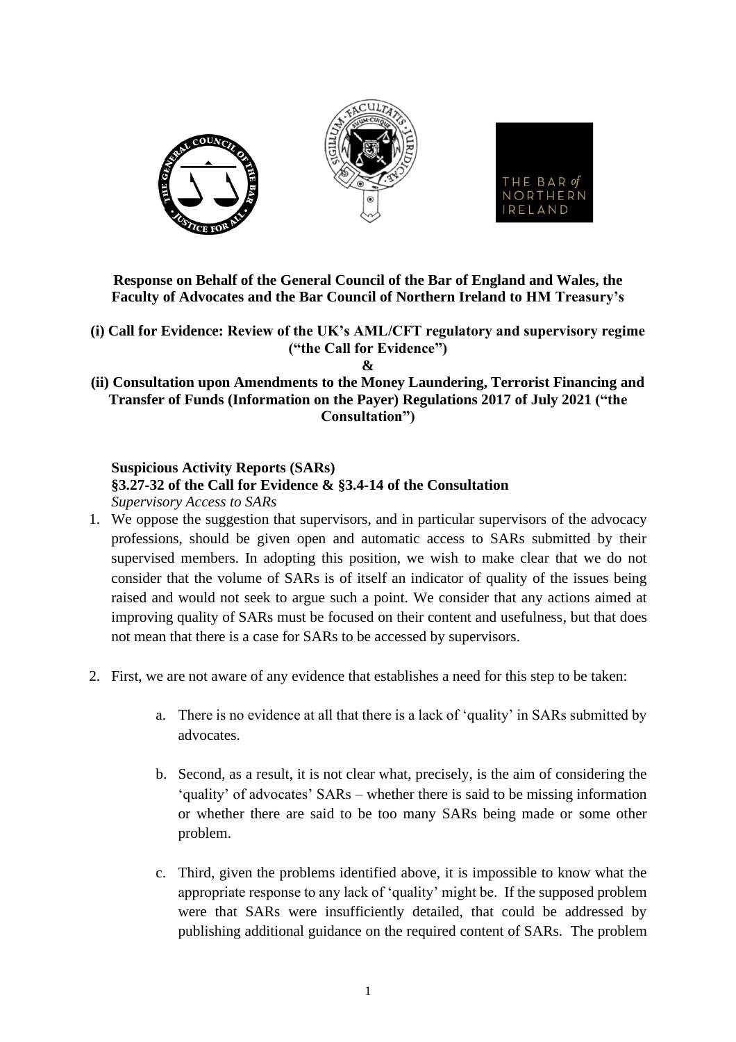**Response on Behalf of the General Council of the Bar of England and Wales, the Faculty of Advocates and the Bar Council of Northern Ireland to HM Treasury's**

**(i) Call for Evidence: Review of the UK's AML/CFT regulatory and supervisory regime ("the Call for Evidence")**

**&**

**(ii) Consultation upon Amendments to the Money Laundering, Terrorist Financing and Transfer of Funds (Information on the Payer) Regulations 2017 of July 2021 ("the Consultation")**

**Suspicious Activity Reports (SARs)**

**§3.27-32 of the Call for Evidence & §3.4-14 of the Consultation**

*Supervisory Access to SARs*

1. We oppose the suggestion that supervisors, and in particular supervisors of the advocacy professions, should be given open and automatic access to SARs submitted by their supervised members. In adopting this position, we wish to make clear that we do not consider that the volume of SARs is of itself an indicator of quality of the issues being raised and would not seek to argue such a point. We consider that any actions aimed at improving quality of SARs must be focused on their content and usefulness, but that does not mean that there is a case for SARs to be accessed by supervisors.

2. First, we are not aware of any evidence that establishes a need for this step to be taken:

   a. There is no evidence at all that there is a lack of 'quality' in SARs submitted by advocates.

   b. Second, as a result, it is not clear what, precisely, is the aim of considering the 'quality' of advocates' SARs – whether there is said to be missing information or whether there are said to be too many SARs being made or some other problem.

   c. Third, given the problems identified above, it is impossible to know what the appropriate response to any lack of 'quality' might be. If the supposed problem were that SARs were insufficiently detailed, that could be addressed by publishing additional guidance on the required content of SARs. The problem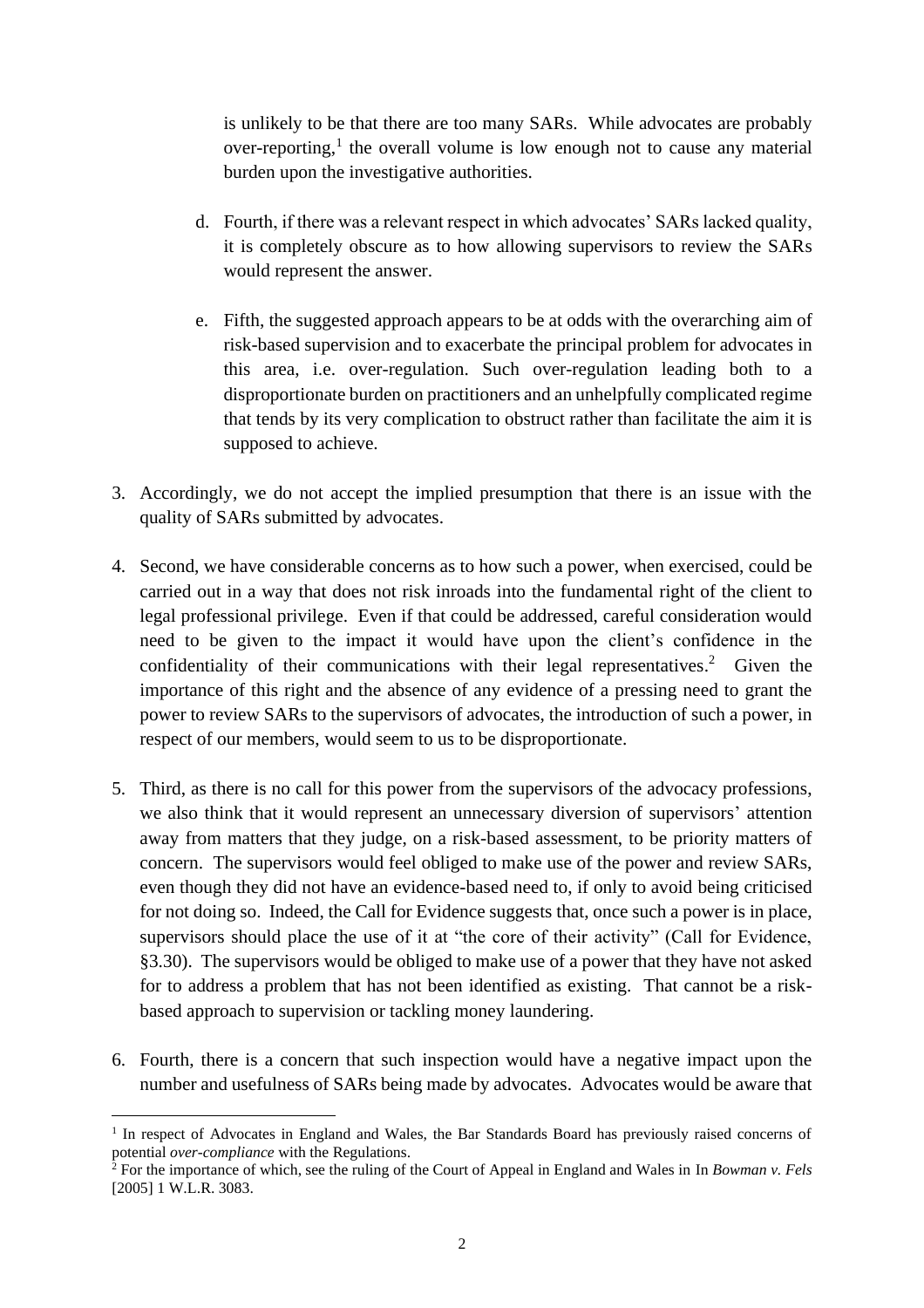is unlikely to be that there are too many SARs. While advocates are probably over-reporting,[1] the overall volume is low enough not to cause any material burden upon the investigative authorities.

d. Fourth, if there was a relevant respect in which advocates' SARs lacked quality, it is completely obscure as to how allowing supervisors to review the SARs would represent the answer.

e. Fifth, the suggested approach appears to be at odds with the overarching aim of risk-based supervision and to exacerbate the principal problem for advocates in this area, i.e. over-regulation. Such over-regulation leading both to a disproportionate burden on practitioners and an unhelpfully complicated regime that tends by its very complication to obstruct rather than facilitate the aim it is supposed to achieve.

3. Accordingly, we do not accept the implied presumption that there is an issue with the quality of SARs submitted by advocates.

4. Second, we have considerable concerns as to how such a power, when exercised, could be carried out in a way that does not risk inroads into the fundamental right of the client to legal professional privilege. Even if that could be addressed, careful consideration would need to be given to the impact it would have upon the client's confidence in the confidentiality of their communications with their legal representatives.[2] Given the importance of this right and the absence of any evidence of a pressing need to grant the power to review SARs to the supervisors of advocates, the introduction of such a power, in respect of our members, would seem to us to be disproportionate.

5. Third, as there is no call for this power from the supervisors of the advocacy professions, we also think that it would represent an unnecessary diversion of supervisors' attention away from matters that they judge, on a risk-based assessment, to be priority matters of concern. The supervisors would feel obliged to make use of the power and review SARs, even though they did not have an evidence-based need to, if only to avoid being criticised for not doing so. Indeed, the Call for Evidence suggests that, once such a power is in place, supervisors should place the use of it at "the core of their activity" (Call for Evidence, §3.30). The supervisors would be obliged to make use of a power that they have not asked for to address a problem that has not been identified as existing. That cannot be a risk-based approach to supervision or tackling money laundering.

6. Fourth, there is a concern that such inspection would have a negative impact upon the number and usefulness of SARs being made by advocates. Advocates would be aware that

---

[1] In respect of Advocates in England and Wales, the Bar Standards Board has previously raised concerns of potential *over-compliance* with the Regulations.

[2] For the importance of which, see the ruling of the Court of Appeal in England and Wales in In *Bowman v. Fels* [2005] 1 W.L.R. 3083.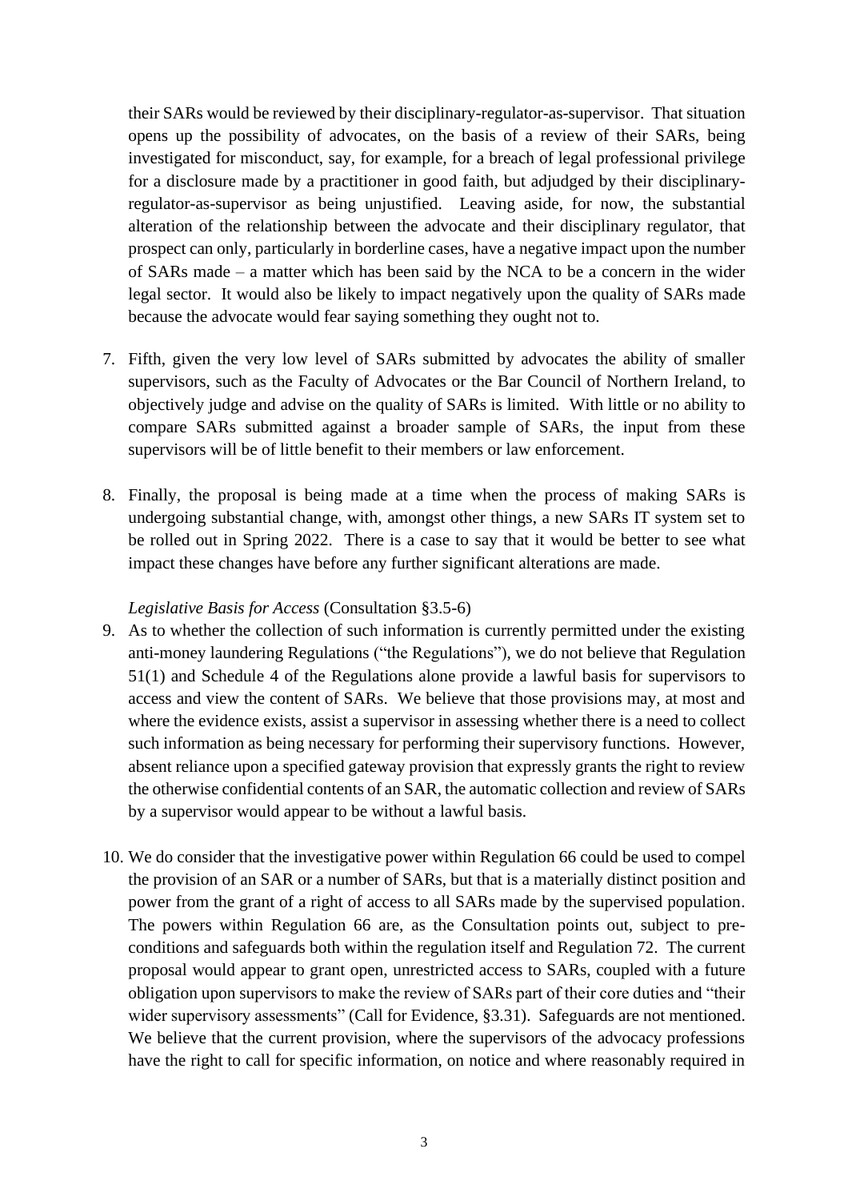their SARs would be reviewed by their disciplinary-regulator-as-supervisor. That situation opens up the possibility of advocates, on the basis of a review of their SARs, being investigated for misconduct, say, for example, for a breach of legal professional privilege for a disclosure made by a practitioner in good faith, but adjudged by their disciplinary-regulator-as-supervisor as being unjustified. Leaving aside, for now, the substantial alteration of the relationship between the advocate and their disciplinary regulator, that prospect can only, particularly in borderline cases, have a negative impact upon the number of SARs made – a matter which has been said by the NCA to be a concern in the wider legal sector. It would also be likely to impact negatively upon the quality of SARs made because the advocate would fear saying something they ought not to.

7. Fifth, given the very low level of SARs submitted by advocates the ability of smaller supervisors, such as the Faculty of Advocates or the Bar Council of Northern Ireland, to objectively judge and advise on the quality of SARs is limited. With little or no ability to compare SARs submitted against a broader sample of SARs, the input from these supervisors will be of little benefit to their members or law enforcement.

8. Finally, the proposal is being made at a time when the process of making SARs is undergoing substantial change, with, amongst other things, a new SARs IT system set to be rolled out in Spring 2022. There is a case to say that it would be better to see what impact these changes have before any further significant alterations are made.

*Legislative Basis for Access* (Consultation §3.5-6)

9. As to whether the collection of such information is currently permitted under the existing anti-money laundering Regulations ("the Regulations"), we do not believe that Regulation 51(1) and Schedule 4 of the Regulations alone provide a lawful basis for supervisors to access and view the content of SARs. We believe that those provisions may, at most and where the evidence exists, assist a supervisor in assessing whether there is a need to collect such information as being necessary for performing their supervisory functions. However, absent reliance upon a specified gateway provision that expressly grants the right to review the otherwise confidential contents of an SAR, the automatic collection and review of SARs by a supervisor would appear to be without a lawful basis.

10. We do consider that the investigative power within Regulation 66 could be used to compel the provision of an SAR or a number of SARs, but that is a materially distinct position and power from the grant of a right of access to all SARs made by the supervised population. The powers within Regulation 66 are, as the Consultation points out, subject to pre-conditions and safeguards both within the regulation itself and Regulation 72. The current proposal would appear to grant open, unrestricted access to SARs, coupled with a future obligation upon supervisors to make the review of SARs part of their core duties and "their wider supervisory assessments" (Call for Evidence, §3.31). Safeguards are not mentioned. We believe that the current provision, where the supervisors of the advocacy professions have the right to call for specific information, on notice and where reasonably required in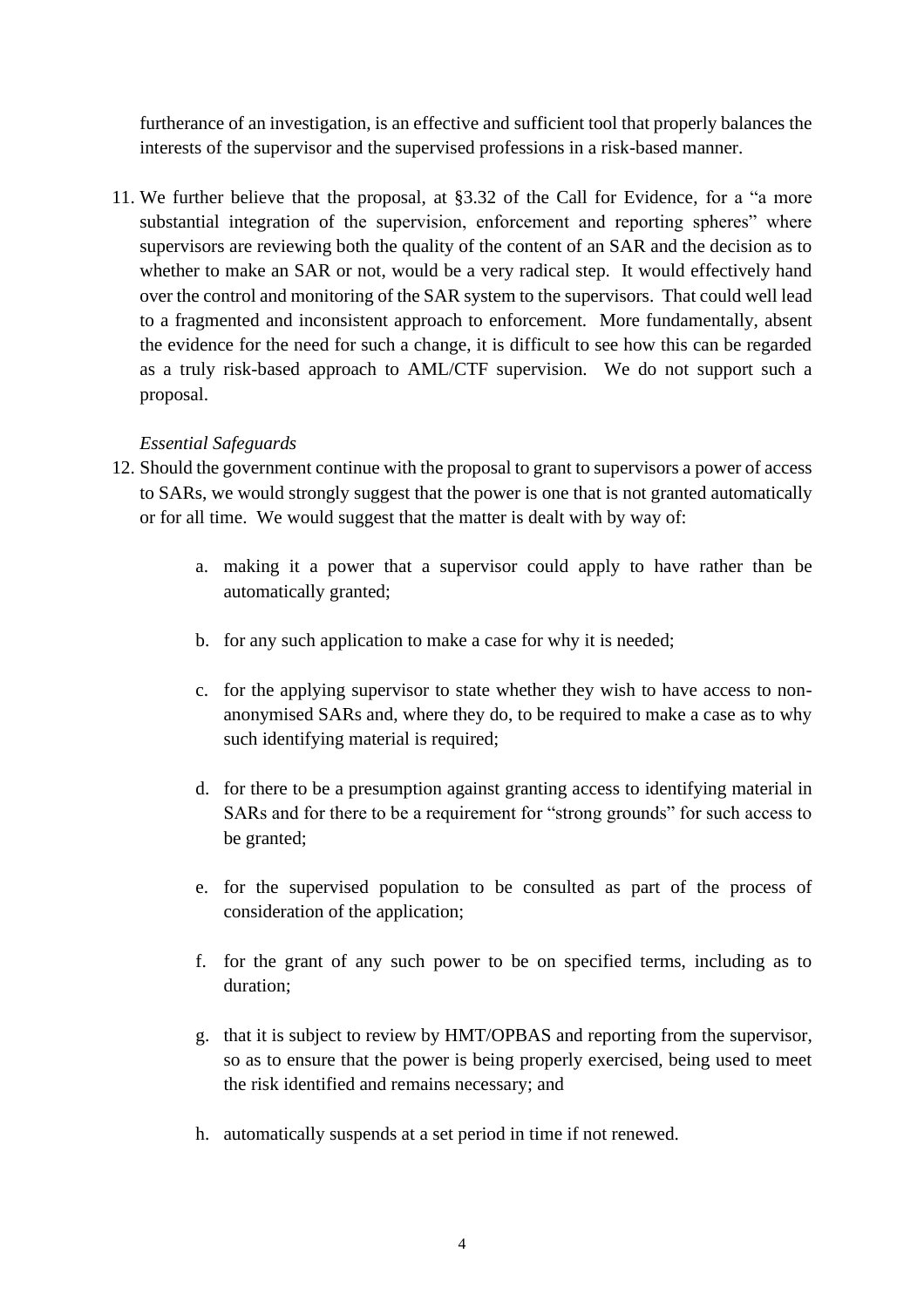furtherance of an investigation, is an effective and sufficient tool that properly balances the interests of the supervisor and the supervised professions in a risk-based manner.

11. We further believe that the proposal, at §3.32 of the Call for Evidence, for a "a more substantial integration of the supervision, enforcement and reporting spheres" where supervisors are reviewing both the quality of the content of an SAR and the decision as to whether to make an SAR or not, would be a very radical step. It would effectively hand over the control and monitoring of the SAR system to the supervisors. That could well lead to a fragmented and inconsistent approach to enforcement. More fundamentally, absent the evidence for the need for such a change, it is difficult to see how this can be regarded as a truly risk-based approach to AML/CTF supervision. We do not support such a proposal.

*Essential Safeguards*

12. Should the government continue with the proposal to grant to supervisors a power of access to SARs, we would strongly suggest that the power is one that is not granted automatically or for all time. We would suggest that the matter is dealt with by way of:

    a. making it a power that a supervisor could apply to have rather than be automatically granted;

    b. for any such application to make a case for why it is needed;

    c. for the applying supervisor to state whether they wish to have access to non-anonymised SARs and, where they do, to be required to make a case as to why such identifying material is required;

    d. for there to be a presumption against granting access to identifying material in SARs and for there to be a requirement for "strong grounds" for such access to be granted;

    e. for the supervised population to be consulted as part of the process of consideration of the application;

    f. for the grant of any such power to be on specified terms, including as to duration;

    g. that it is subject to review by HMT/OPBAS and reporting from the supervisor, so as to ensure that the power is being properly exercised, being used to meet the risk identified and remains necessary; and

    h. automatically suspends at a set period in time if not renewed.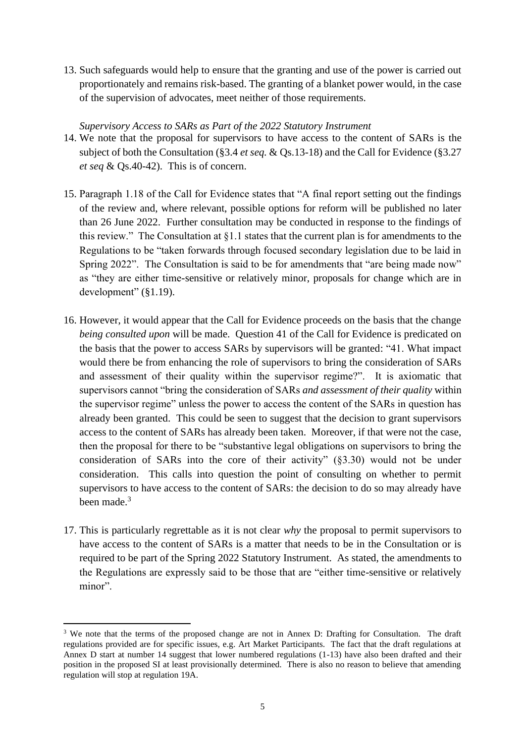13. Such safeguards would help to ensure that the granting and use of the power is carried out proportionately and remains risk-based. The granting of a blanket power would, in the case of the supervision of advocates, meet neither of those requirements.

*Supervisory Access to SARs as Part of the 2022 Statutory Instrument*

14. We note that the proposal for supervisors to have access to the content of SARs is the subject of both the Consultation (§3.4 *et seq.* & Qs.13-18) and the Call for Evidence (§3.27 *et seq* & Qs.40-42). This is of concern.

15. Paragraph 1.18 of the Call for Evidence states that "A final report setting out the findings of the review and, where relevant, possible options for reform will be published no later than 26 June 2022. Further consultation may be conducted in response to the findings of this review." The Consultation at §1.1 states that the current plan is for amendments to the Regulations to be "taken forwards through focused secondary legislation due to be laid in Spring 2022". The Consultation is said to be for amendments that "are being made now" as "they are either time-sensitive or relatively minor, proposals for change which are in development" (§1.19).

16. However, it would appear that the Call for Evidence proceeds on the basis that the change *being consulted upon* will be made. Question 41 of the Call for Evidence is predicated on the basis that the power to access SARs by supervisors will be granted: "41. What impact would there be from enhancing the role of supervisors to bring the consideration of SARs and assessment of their quality within the supervisor regime?". It is axiomatic that supervisors cannot "bring the consideration of SARs *and assessment of their quality* within the supervisor regime" unless the power to access the content of the SARs in question has already been granted. This could be seen to suggest that the decision to grant supervisors access to the content of SARs has already been taken. Moreover, if that were not the case, then the proposal for there to be "substantive legal obligations on supervisors to bring the consideration of SARs into the core of their activity" (§3.30) would not be under consideration. This calls into question the point of consulting on whether to permit supervisors to have access to the content of SARs: the decision to do so may already have been made.[3]

17. This is particularly regrettable as it is not clear *why* the proposal to permit supervisors to have access to the content of SARs is a matter that needs to be in the Consultation or is required to be part of the Spring 2022 Statutory Instrument. As stated, the amendments to the Regulations are expressly said to be those that are "either time-sensitive or relatively minor".

---

[3] We note that the terms of the proposed change are not in Annex D: Drafting for Consultation. The draft regulations provided are for specific issues, e.g. Art Market Participants. The fact that the draft regulations at Annex D start at number 14 suggest that lower numbered regulations (1-13) have also been drafted and their position in the proposed SI at least provisionally determined. There is also no reason to believe that amending regulation will stop at regulation 19A.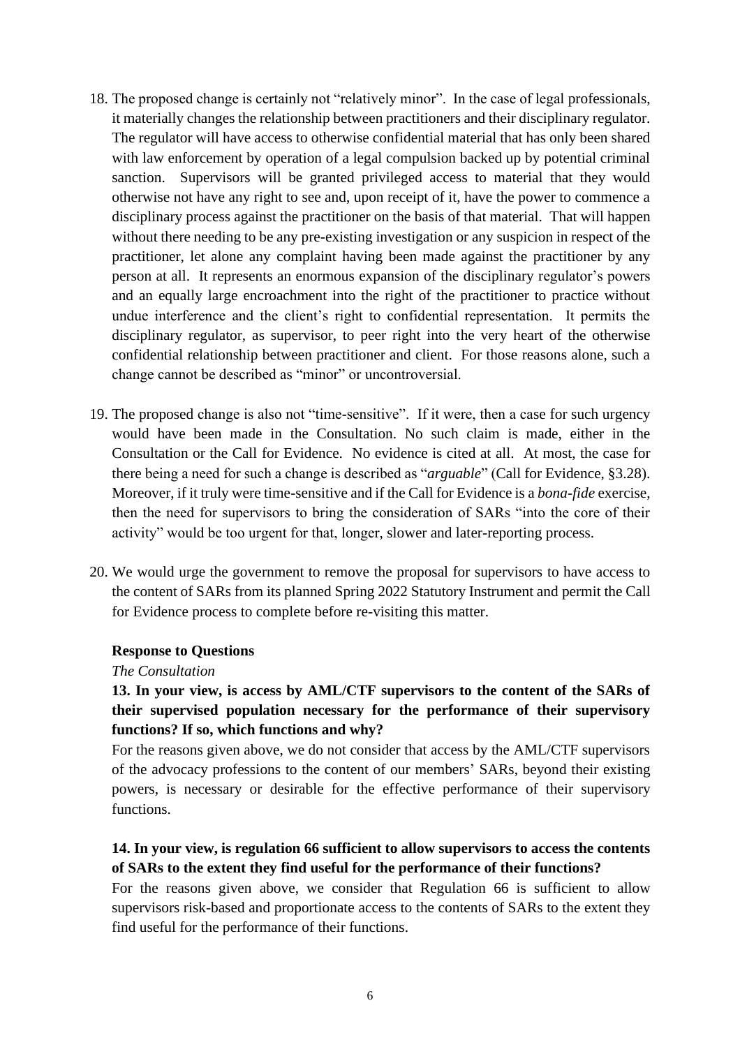18. The proposed change is certainly not "relatively minor". In the case of legal professionals, it materially changes the relationship between practitioners and their disciplinary regulator. The regulator will have access to otherwise confidential material that has only been shared with law enforcement by operation of a legal compulsion backed up by potential criminal sanction. Supervisors will be granted privileged access to material that they would otherwise not have any right to see and, upon receipt of it, have the power to commence a disciplinary process against the practitioner on the basis of that material. That will happen without there needing to be any pre-existing investigation or any suspicion in respect of the practitioner, let alone any complaint having been made against the practitioner by any person at all. It represents an enormous expansion of the disciplinary regulator's powers and an equally large encroachment into the right of the practitioner to practice without undue interference and the client's right to confidential representation. It permits the disciplinary regulator, as supervisor, to peer right into the very heart of the otherwise confidential relationship between practitioner and client. For those reasons alone, such a change cannot be described as "minor" or uncontroversial.

19. The proposed change is also not "time-sensitive". If it were, then a case for such urgency would have been made in the Consultation. No such claim is made, either in the Consultation or the Call for Evidence. No evidence is cited at all. At most, the case for there being a need for such a change is described as "*arguable*" (Call for Evidence, §3.28). Moreover, if it truly were time-sensitive and if the Call for Evidence is a *bona-fide* exercise, then the need for supervisors to bring the consideration of SARs "into the core of their activity" would be too urgent for that, longer, slower and later-reporting process.

20. We would urge the government to remove the proposal for supervisors to have access to the content of SARs from its planned Spring 2022 Statutory Instrument and permit the Call for Evidence process to complete before re-visiting this matter.

**Response to Questions**

*The Consultation*

**13. In your view, is access by AML/CTF supervisors to the content of the SARs of their supervised population necessary for the performance of their supervisory functions? If so, which functions and why?**

For the reasons given above, we do not consider that access by the AML/CTF supervisors of the advocacy professions to the content of our members' SARs, beyond their existing powers, is necessary or desirable for the effective performance of their supervisory functions.

**14. In your view, is regulation 66 sufficient to allow supervisors to access the contents of SARs to the extent they find useful for the performance of their functions?**

For the reasons given above, we consider that Regulation 66 is sufficient to allow supervisors risk-based and proportionate access to the contents of SARs to the extent they find useful for the performance of their functions.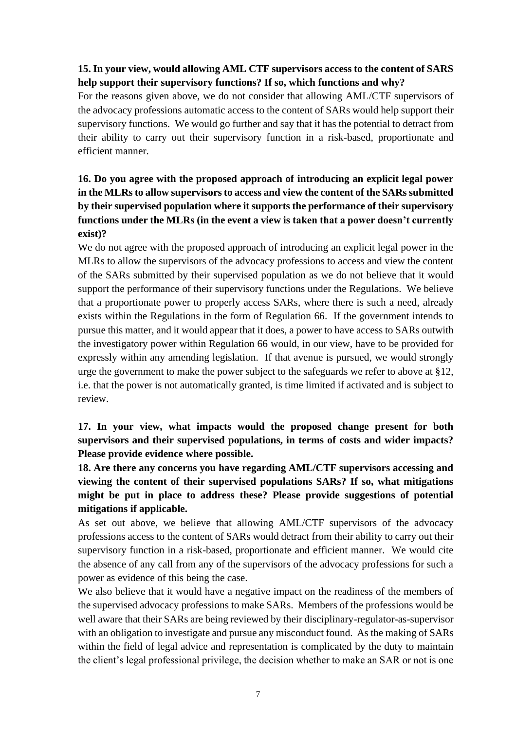**15. In your view, would allowing AML CTF supervisors access to the content of SARS help support their supervisory functions? If so, which functions and why?**

For the reasons given above, we do not consider that allowing AML/CTF supervisors of the advocacy professions automatic access to the content of SARs would help support their supervisory functions. We would go further and say that it has the potential to detract from their ability to carry out their supervisory function in a risk-based, proportionate and efficient manner.

**16. Do you agree with the proposed approach of introducing an explicit legal power in the MLRs to allow supervisors to access and view the content of the SARs submitted by their supervised population where it supports the performance of their supervisory functions under the MLRs (in the event a view is taken that a power doesn't currently exist)?**

We do not agree with the proposed approach of introducing an explicit legal power in the MLRs to allow the supervisors of the advocacy professions to access and view the content of the SARs submitted by their supervised population as we do not believe that it would support the performance of their supervisory functions under the Regulations. We believe that a proportionate power to properly access SARs, where there is such a need, already exists within the Regulations in the form of Regulation 66. If the government intends to pursue this matter, and it would appear that it does, a power to have access to SARs outwith the investigatory power within Regulation 66 would, in our view, have to be provided for expressly within any amending legislation. If that avenue is pursued, we would strongly urge the government to make the power subject to the safeguards we refer to above at §12, i.e. that the power is not automatically granted, is time limited if activated and is subject to review.

**17. In your view, what impacts would the proposed change present for both supervisors and their supervised populations, in terms of costs and wider impacts? Please provide evidence where possible.**

**18. Are there any concerns you have regarding AML/CTF supervisors accessing and viewing the content of their supervised populations SARs? If so, what mitigations might be put in place to address these? Please provide suggestions of potential mitigations if applicable.**

As set out above, we believe that allowing AML/CTF supervisors of the advocacy professions access to the content of SARs would detract from their ability to carry out their supervisory function in a risk-based, proportionate and efficient manner. We would cite the absence of any call from any of the supervisors of the advocacy professions for such a power as evidence of this being the case.

We also believe that it would have a negative impact on the readiness of the members of the supervised advocacy professions to make SARs. Members of the professions would be well aware that their SARs are being reviewed by their disciplinary-regulator-as-supervisor with an obligation to investigate and pursue any misconduct found. As the making of SARs within the field of legal advice and representation is complicated by the duty to maintain the client's legal professional privilege, the decision whether to make an SAR or not is one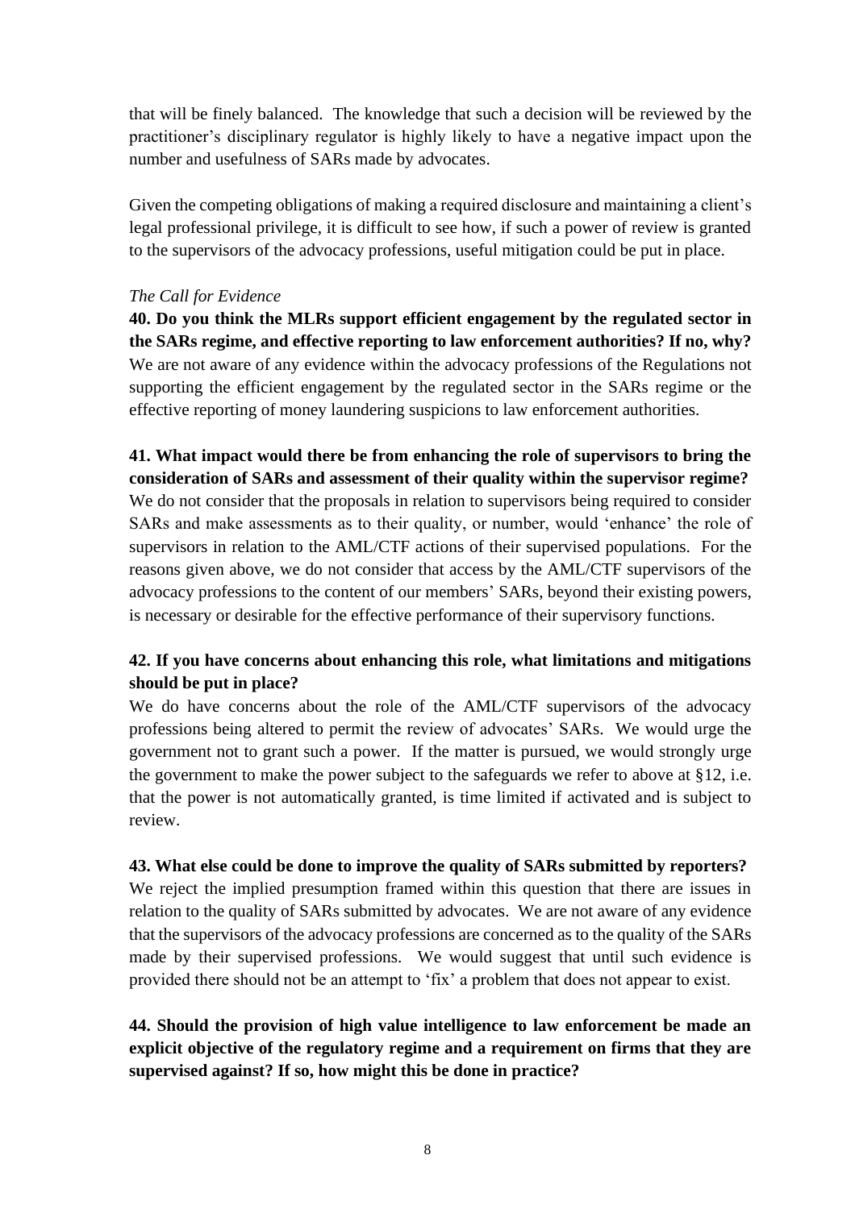that will be finely balanced. The knowledge that such a decision will be reviewed by the practitioner's disciplinary regulator is highly likely to have a negative impact upon the number and usefulness of SARs made by advocates.

Given the competing obligations of making a required disclosure and maintaining a client's legal professional privilege, it is difficult to see how, if such a power of review is granted to the supervisors of the advocacy professions, useful mitigation could be put in place.

*The Call for Evidence*

**40. Do you think the MLRs support efficient engagement by the regulated sector in the SARs regime, and effective reporting to law enforcement authorities? If no, why?**

We are not aware of any evidence within the advocacy professions of the Regulations not supporting the efficient engagement by the regulated sector in the SARs regime or the effective reporting of money laundering suspicions to law enforcement authorities.

**41. What impact would there be from enhancing the role of supervisors to bring the consideration of SARs and assessment of their quality within the supervisor regime?**

We do not consider that the proposals in relation to supervisors being required to consider SARs and make assessments as to their quality, or number, would 'enhance' the role of supervisors in relation to the AML/CTF actions of their supervised populations. For the reasons given above, we do not consider that access by the AML/CTF supervisors of the advocacy professions to the content of our members' SARs, beyond their existing powers, is necessary or desirable for the effective performance of their supervisory functions.

**42. If you have concerns about enhancing this role, what limitations and mitigations should be put in place?**

We do have concerns about the role of the AML/CTF supervisors of the advocacy professions being altered to permit the review of advocates' SARs. We would urge the government not to grant such a power. If the matter is pursued, we would strongly urge the government to make the power subject to the safeguards we refer to above at §12, i.e. that the power is not automatically granted, is time limited if activated and is subject to review.

**43. What else could be done to improve the quality of SARs submitted by reporters?**

We reject the implied presumption framed within this question that there are issues in relation to the quality of SARs submitted by advocates. We are not aware of any evidence that the supervisors of the advocacy professions are concerned as to the quality of the SARs made by their supervised professions. We would suggest that until such evidence is provided there should not be an attempt to 'fix' a problem that does not appear to exist.

**44. Should the provision of high value intelligence to law enforcement be made an explicit objective of the regulatory regime and a requirement on firms that they are supervised against? If so, how might this be done in practice?**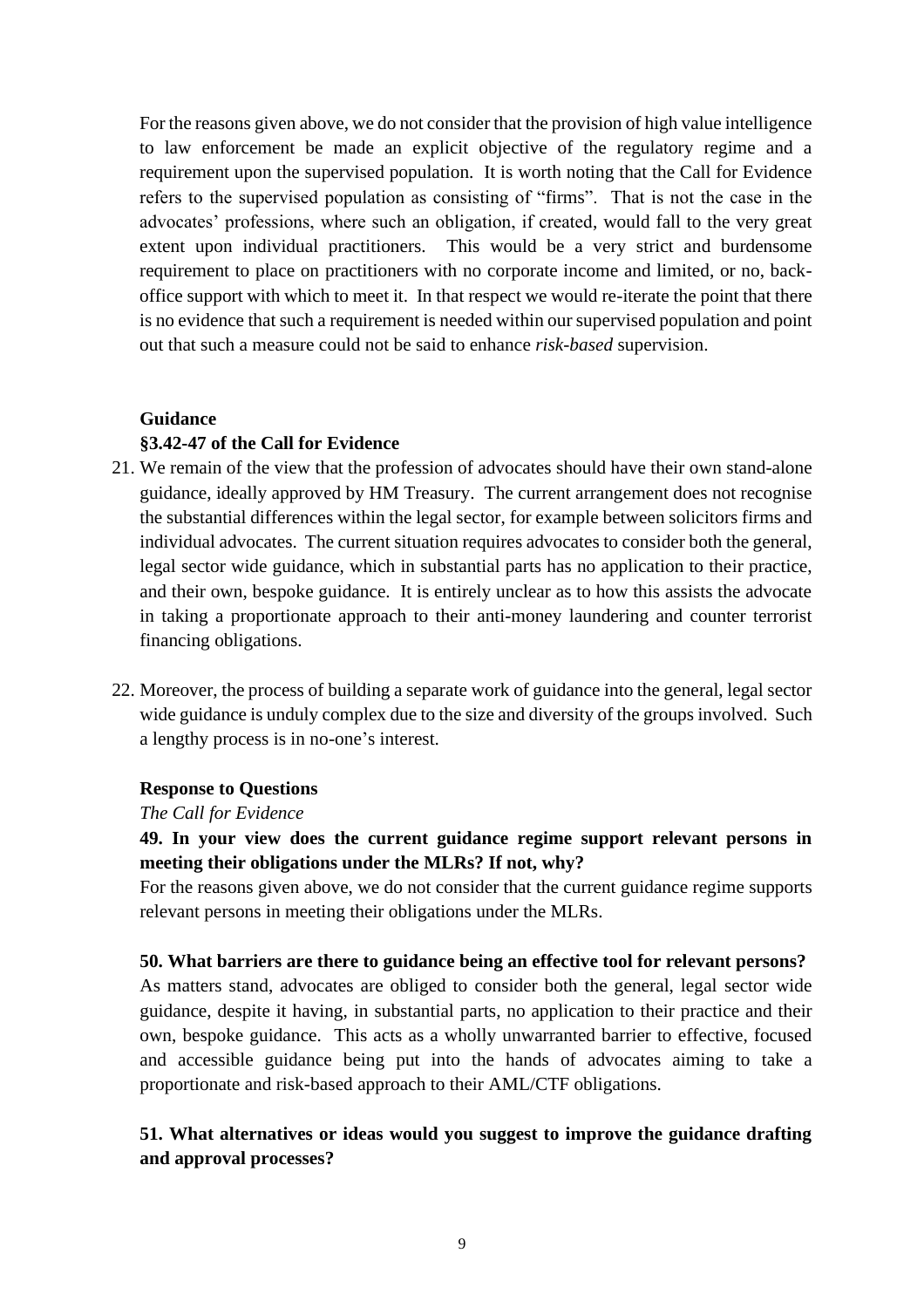For the reasons given above, we do not consider that the provision of high value intelligence to law enforcement be made an explicit objective of the regulatory regime and a requirement upon the supervised population. It is worth noting that the Call for Evidence refers to the supervised population as consisting of "firms". That is not the case in the advocates' professions, where such an obligation, if created, would fall to the very great extent upon individual practitioners. This would be a very strict and burdensome requirement to place on practitioners with no corporate income and limited, or no, back-office support with which to meet it. In that respect we would re-iterate the point that there is no evidence that such a requirement is needed within our supervised population and point out that such a measure could not be said to enhance *risk-based* supervision.

**Guidance**

**§3.42-47 of the Call for Evidence**

21. We remain of the view that the profession of advocates should have their own stand-alone guidance, ideally approved by HM Treasury. The current arrangement does not recognise the substantial differences within the legal sector, for example between solicitors firms and individual advocates. The current situation requires advocates to consider both the general, legal sector wide guidance, which in substantial parts has no application to their practice, and their own, bespoke guidance. It is entirely unclear as to how this assists the advocate in taking a proportionate approach to their anti-money laundering and counter terrorist financing obligations.

22. Moreover, the process of building a separate work of guidance into the general, legal sector wide guidance is unduly complex due to the size and diversity of the groups involved. Such a lengthy process is in no-one's interest.

**Response to Questions**

*The Call for Evidence*

**49. In your view does the current guidance regime support relevant persons in meeting their obligations under the MLRs? If not, why?**

For the reasons given above, we do not consider that the current guidance regime supports relevant persons in meeting their obligations under the MLRs.

**50. What barriers are there to guidance being an effective tool for relevant persons?**

As matters stand, advocates are obliged to consider both the general, legal sector wide guidance, despite it having, in substantial parts, no application to their practice and their own, bespoke guidance. This acts as a wholly unwarranted barrier to effective, focused and accessible guidance being put into the hands of advocates aiming to take a proportionate and risk-based approach to their AML/CTF obligations.

**51. What alternatives or ideas would you suggest to improve the guidance drafting and approval processes?**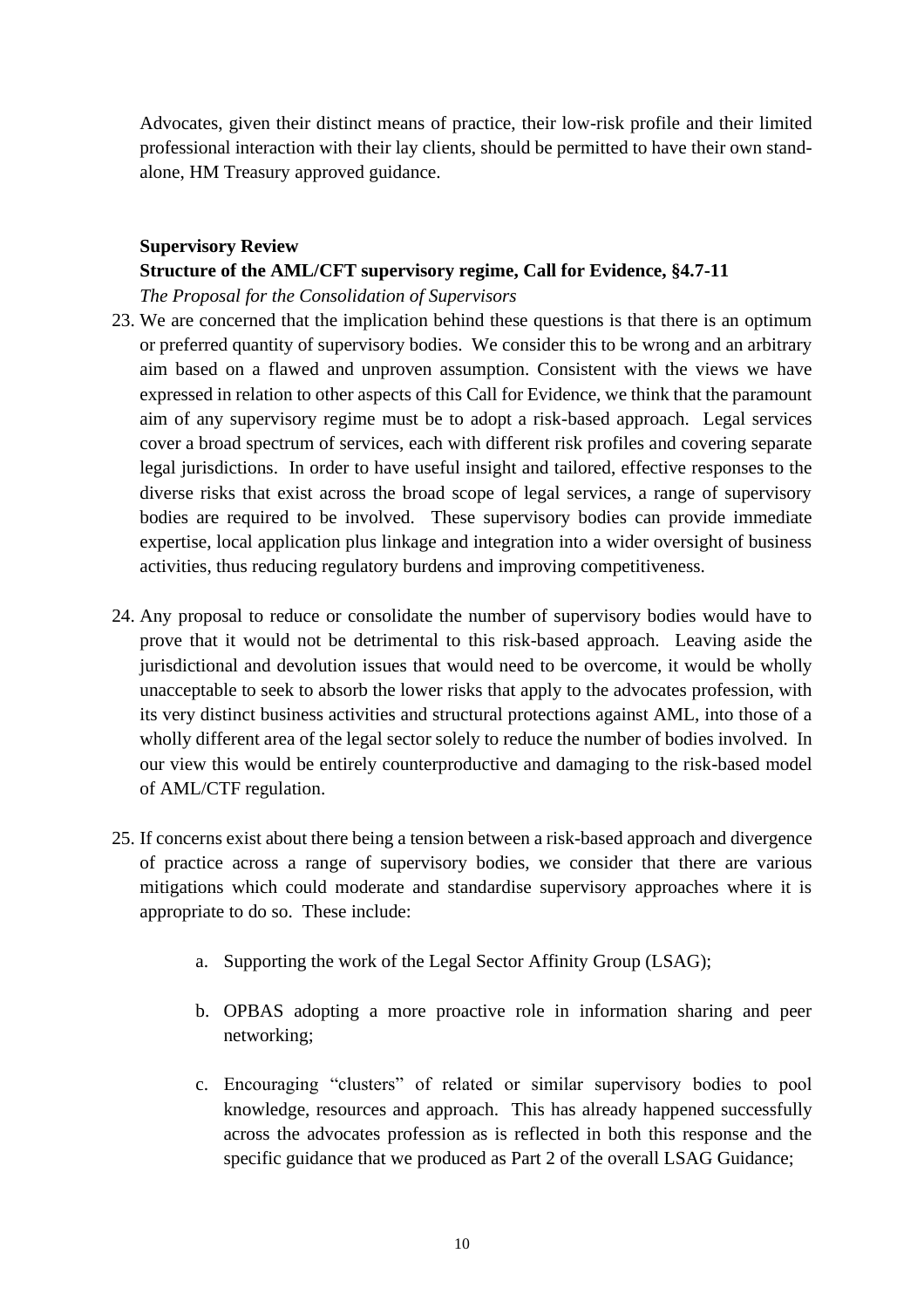Advocates, given their distinct means of practice, their low-risk profile and their limited professional interaction with their lay clients, should be permitted to have their own stand-alone, HM Treasury approved guidance.

**Supervisory Review**

**Structure of the AML/CFT supervisory regime, Call for Evidence, §4.7-11**

*The Proposal for the Consolidation of Supervisors*

23. We are concerned that the implication behind these questions is that there is an optimum or preferred quantity of supervisory bodies. We consider this to be wrong and an arbitrary aim based on a flawed and unproven assumption. Consistent with the views we have expressed in relation to other aspects of this Call for Evidence, we think that the paramount aim of any supervisory regime must be to adopt a risk-based approach. Legal services cover a broad spectrum of services, each with different risk profiles and covering separate legal jurisdictions. In order to have useful insight and tailored, effective responses to the diverse risks that exist across the broad scope of legal services, a range of supervisory bodies are required to be involved. These supervisory bodies can provide immediate expertise, local application plus linkage and integration into a wider oversight of business activities, thus reducing regulatory burdens and improving competitiveness.

24. Any proposal to reduce or consolidate the number of supervisory bodies would have to prove that it would not be detrimental to this risk-based approach. Leaving aside the jurisdictional and devolution issues that would need to be overcome, it would be wholly unacceptable to seek to absorb the lower risks that apply to the advocates profession, with its very distinct business activities and structural protections against AML, into those of a wholly different area of the legal sector solely to reduce the number of bodies involved. In our view this would be entirely counterproductive and damaging to the risk-based model of AML/CTF regulation.

25. If concerns exist about there being a tension between a risk-based approach and divergence of practice across a range of supervisory bodies, we consider that there are various mitigations which could moderate and standardise supervisory approaches where it is appropriate to do so. These include:

    a. Supporting the work of the Legal Sector Affinity Group (LSAG);

    b. OPBAS adopting a more proactive role in information sharing and peer networking;

    c. Encouraging "clusters" of related or similar supervisory bodies to pool knowledge, resources and approach. This has already happened successfully across the advocates profession as is reflected in both this response and the specific guidance that we produced as Part 2 of the overall LSAG Guidance;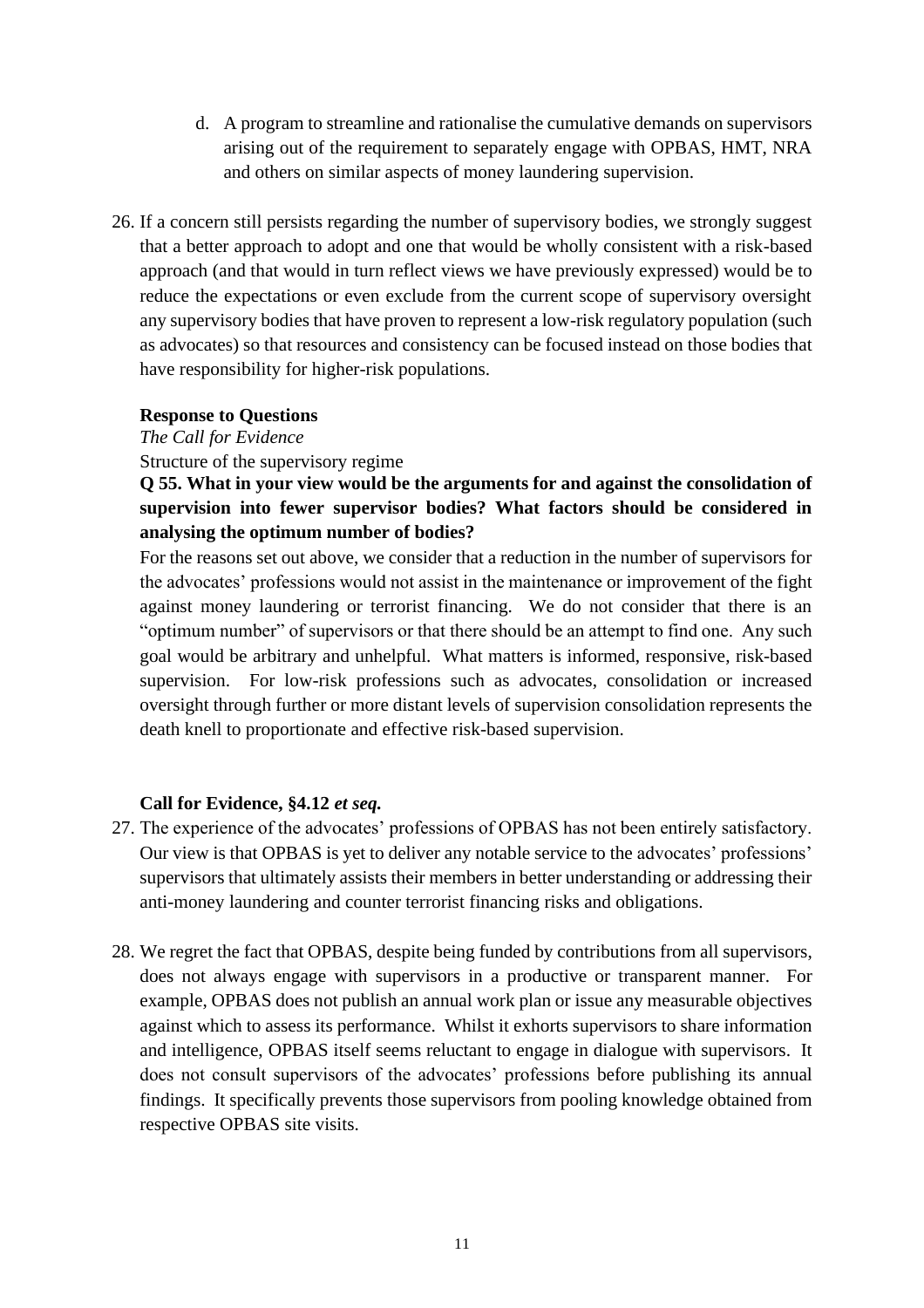d. A program to streamline and rationalise the cumulative demands on supervisors arising out of the requirement to separately engage with OPBAS, HMT, NRA and others on similar aspects of money laundering supervision.

26. If a concern still persists regarding the number of supervisory bodies, we strongly suggest that a better approach to adopt and one that would be wholly consistent with a risk-based approach (and that would in turn reflect views we have previously expressed) would be to reduce the expectations or even exclude from the current scope of supervisory oversight any supervisory bodies that have proven to represent a low-risk regulatory population (such as advocates) so that resources and consistency can be focused instead on those bodies that have responsibility for higher-risk populations.

**Response to Questions**

*The Call for Evidence*

Structure of the supervisory regime

**Q 55. What in your view would be the arguments for and against the consolidation of supervision into fewer supervisor bodies? What factors should be considered in analysing the optimum number of bodies?**

For the reasons set out above, we consider that a reduction in the number of supervisors for the advocates' professions would not assist in the maintenance or improvement of the fight against money laundering or terrorist financing. We do not consider that there is an "optimum number" of supervisors or that there should be an attempt to find one. Any such goal would be arbitrary and unhelpful. What matters is informed, responsive, risk-based supervision. For low-risk professions such as advocates, consolidation or increased oversight through further or more distant levels of supervision consolidation represents the death knell to proportionate and effective risk-based supervision.

**Call for Evidence, §4.12** ***et seq.***

27. The experience of the advocates' professions of OPBAS has not been entirely satisfactory. Our view is that OPBAS is yet to deliver any notable service to the advocates' professions' supervisors that ultimately assists their members in better understanding or addressing their anti-money laundering and counter terrorist financing risks and obligations.

28. We regret the fact that OPBAS, despite being funded by contributions from all supervisors, does not always engage with supervisors in a productive or transparent manner. For example, OPBAS does not publish an annual work plan or issue any measurable objectives against which to assess its performance. Whilst it exhorts supervisors to share information and intelligence, OPBAS itself seems reluctant to engage in dialogue with supervisors. It does not consult supervisors of the advocates' professions before publishing its annual findings. It specifically prevents those supervisors from pooling knowledge obtained from respective OPBAS site visits.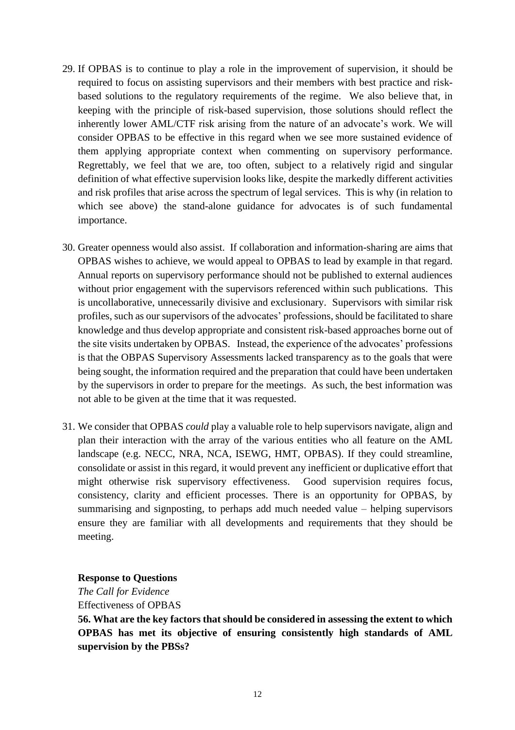29. If OPBAS is to continue to play a role in the improvement of supervision, it should be required to focus on assisting supervisors and their members with best practice and risk-based solutions to the regulatory requirements of the regime. We also believe that, in keeping with the principle of risk-based supervision, those solutions should reflect the inherently lower AML/CTF risk arising from the nature of an advocate's work. We will consider OPBAS to be effective in this regard when we see more sustained evidence of them applying appropriate context when commenting on supervisory performance. Regrettably, we feel that we are, too often, subject to a relatively rigid and singular definition of what effective supervision looks like, despite the markedly different activities and risk profiles that arise across the spectrum of legal services. This is why (in relation to which see above) the stand-alone guidance for advocates is of such fundamental importance.

30. Greater openness would also assist. If collaboration and information-sharing are aims that OPBAS wishes to achieve, we would appeal to OPBAS to lead by example in that regard. Annual reports on supervisory performance should not be published to external audiences without prior engagement with the supervisors referenced within such publications. This is uncollaborative, unnecessarily divisive and exclusionary. Supervisors with similar risk profiles, such as our supervisors of the advocates' professions, should be facilitated to share knowledge and thus develop appropriate and consistent risk-based approaches borne out of the site visits undertaken by OPBAS. Instead, the experience of the advocates' professions is that the OBPAS Supervisory Assessments lacked transparency as to the goals that were being sought, the information required and the preparation that could have been undertaken by the supervisors in order to prepare for the meetings. As such, the best information was not able to be given at the time that it was requested.

31. We consider that OPBAS *could* play a valuable role to help supervisors navigate, align and plan their interaction with the array of the various entities who all feature on the AML landscape (e.g. NECC, NRA, NCA, ISEWG, HMT, OPBAS). If they could streamline, consolidate or assist in this regard, it would prevent any inefficient or duplicative effort that might otherwise risk supervisory effectiveness. Good supervision requires focus, consistency, clarity and efficient processes. There is an opportunity for OPBAS, by summarising and signposting, to perhaps add much needed value – helping supervisors ensure they are familiar with all developments and requirements that they should be meeting.

**Response to Questions**

*The Call for Evidence*

Effectiveness of OPBAS

**56. What are the key factors that should be considered in assessing the extent to which OPBAS has met its objective of ensuring consistently high standards of AML supervision by the PBSs?**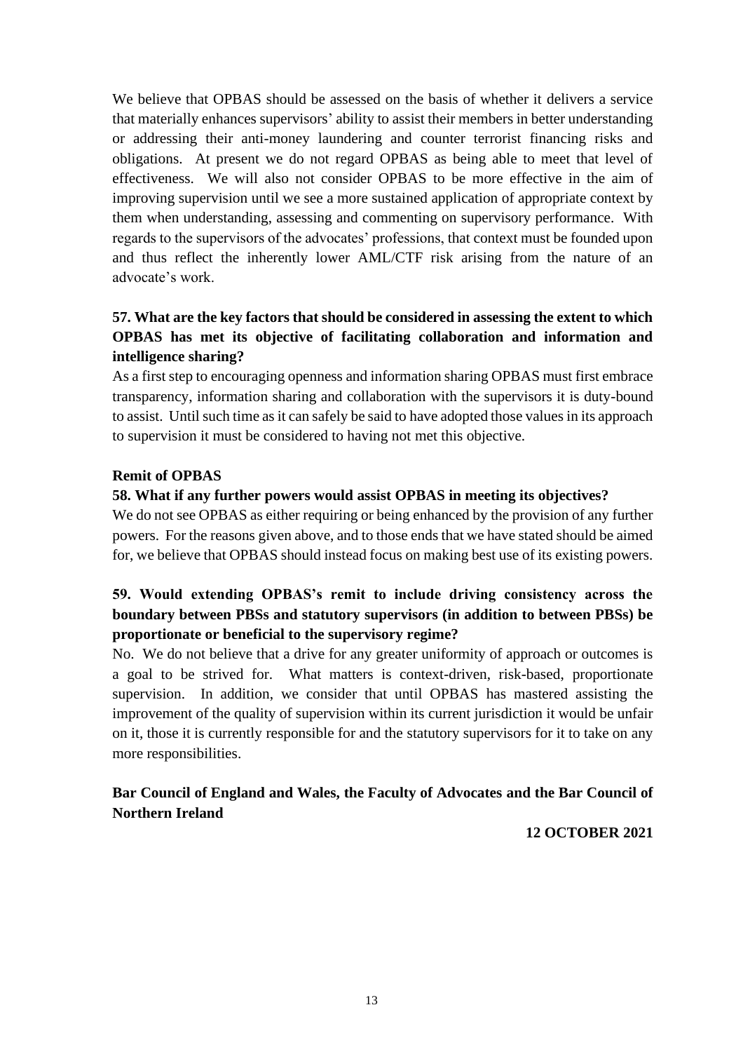We believe that OPBAS should be assessed on the basis of whether it delivers a service that materially enhances supervisors' ability to assist their members in better understanding or addressing their anti-money laundering and counter terrorist financing risks and obligations. At present we do not regard OPBAS as being able to meet that level of effectiveness. We will also not consider OPBAS to be more effective in the aim of improving supervision until we see a more sustained application of appropriate context by them when understanding, assessing and commenting on supervisory performance. With regards to the supervisors of the advocates' professions, that context must be founded upon and thus reflect the inherently lower AML/CTF risk arising from the nature of an advocate's work.

**57. What are the key factors that should be considered in assessing the extent to which OPBAS has met its objective of facilitating collaboration and information and intelligence sharing?**

As a first step to encouraging openness and information sharing OPBAS must first embrace transparency, information sharing and collaboration with the supervisors it is duty-bound to assist. Until such time as it can safely be said to have adopted those values in its approach to supervision it must be considered to having not met this objective.

**Remit of OPBAS**

**58. What if any further powers would assist OPBAS in meeting its objectives?**

We do not see OPBAS as either requiring or being enhanced by the provision of any further powers. For the reasons given above, and to those ends that we have stated should be aimed for, we believe that OPBAS should instead focus on making best use of its existing powers.

**59. Would extending OPBAS's remit to include driving consistency across the boundary between PBSs and statutory supervisors (in addition to between PBSs) be proportionate or beneficial to the supervisory regime?**

No. We do not believe that a drive for any greater uniformity of approach or outcomes is a goal to be strived for. What matters is context-driven, risk-based, proportionate supervision. In addition, we consider that until OPBAS has mastered assisting the improvement of the quality of supervision within its current jurisdiction it would be unfair on it, those it is currently responsible for and the statutory supervisors for it to take on any more responsibilities.

**Bar Council of England and Wales, the Faculty of Advocates and the Bar Council of Northern Ireland**

**12 OCTOBER 2021**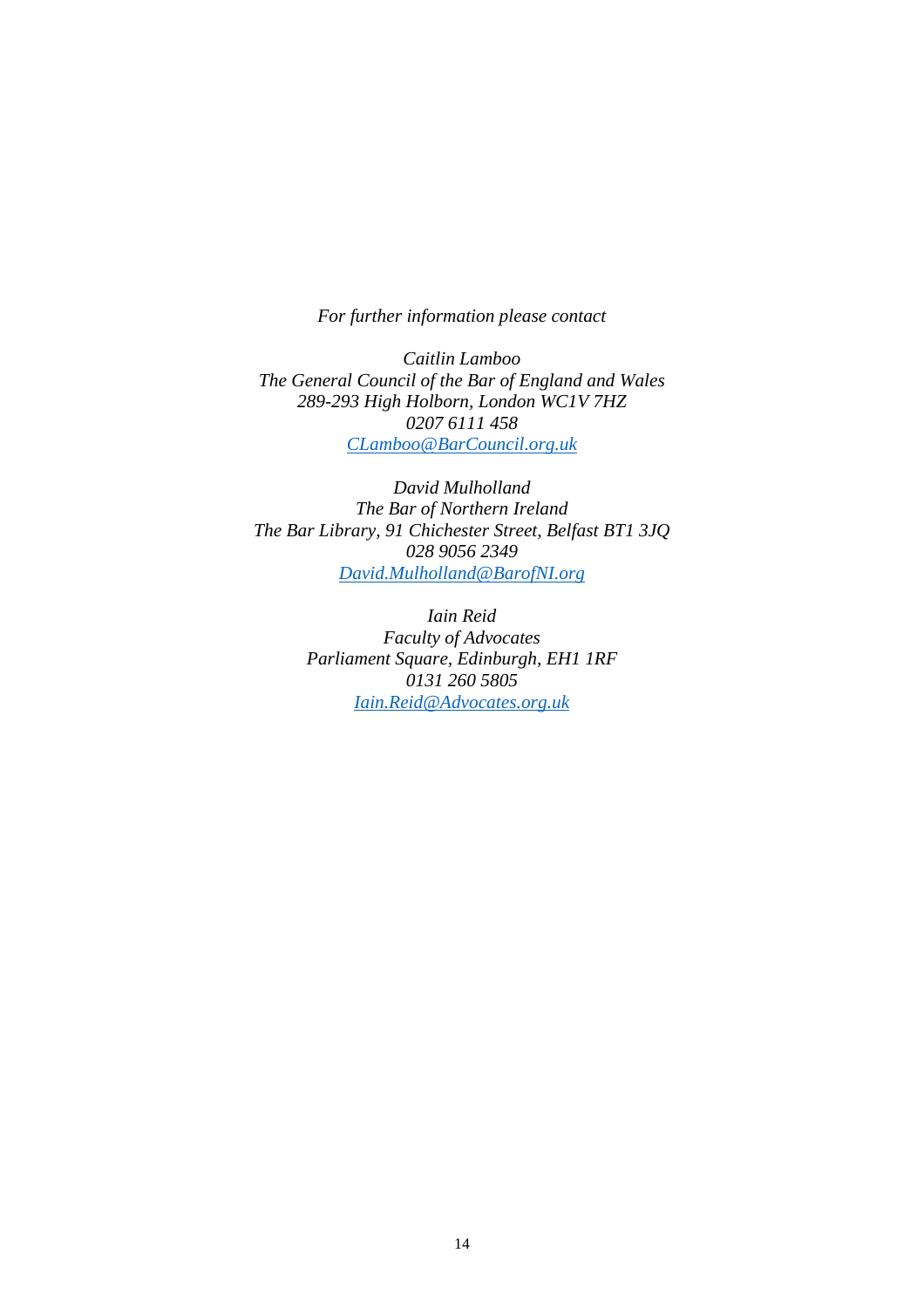*For further information please contact*

*Caitlin Lamboo*
*The General Council of the Bar of England and Wales*
*289-293 High Holborn, London WC1V 7HZ*
*0207 6111 458*
*[CLamboo@BarCouncil.org.uk](mailto:CLamboo@BarCouncil.org.uk)*

*David Mulholland*
*The Bar of Northern Ireland*
*The Bar Library, 91 Chichester Street, Belfast BT1 3JQ*
*028 9056 2349*
*[David.Mulholland@BarofNI.org](mailto:David.Mulholland@BarofNI.org)*

*Iain Reid*
*Faculty of Advocates*
*Parliament Square, Edinburgh, EH1 1RF*
*0131 260 5805*
*[Iain.Reid@Advocates.org.uk](mailto:Iain.Reid@Advocates.org.uk)*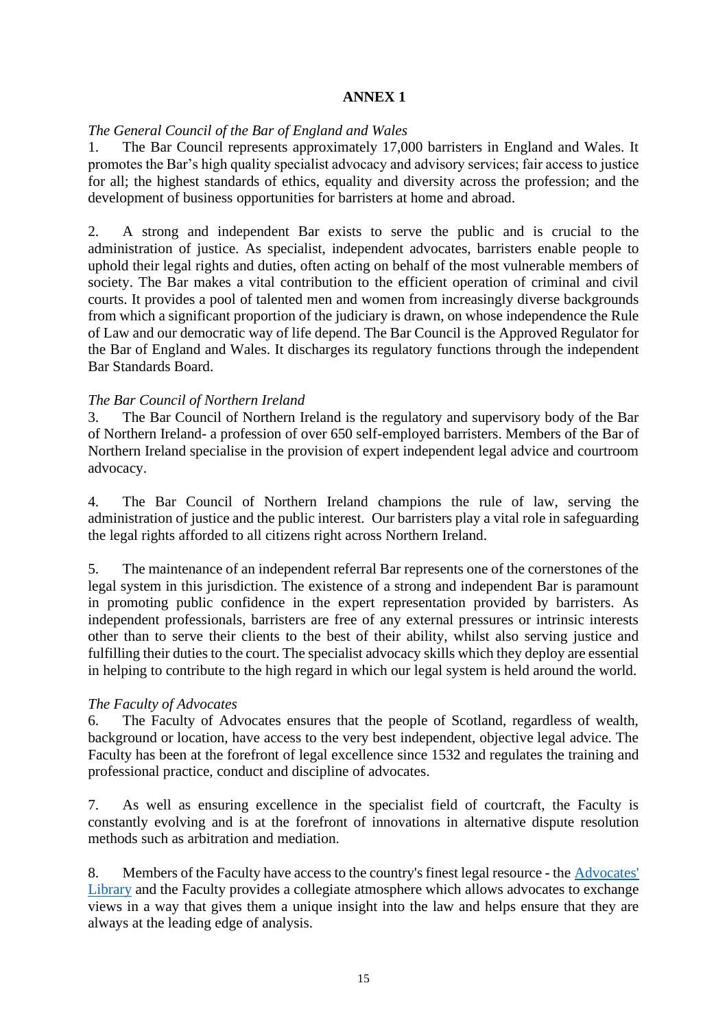# ANNEX 1

*The General Council of the Bar of England and Wales*

1. The Bar Council represents approximately 17,000 barristers in England and Wales. It promotes the Bar's high quality specialist advocacy and advisory services; fair access to justice for all; the highest standards of ethics, equality and diversity across the profession; and the development of business opportunities for barristers at home and abroad.

2. A strong and independent Bar exists to serve the public and is crucial to the administration of justice. As specialist, independent advocates, barristers enable people to uphold their legal rights and duties, often acting on behalf of the most vulnerable members of society. The Bar makes a vital contribution to the efficient operation of criminal and civil courts. It provides a pool of talented men and women from increasingly diverse backgrounds from which a significant proportion of the judiciary is drawn, on whose independence the Rule of Law and our democratic way of life depend. The Bar Council is the Approved Regulator for the Bar of England and Wales. It discharges its regulatory functions through the independent Bar Standards Board.

*The Bar Council of Northern Ireland*

3. The Bar Council of Northern Ireland is the regulatory and supervisory body of the Bar of Northern Ireland- a profession of over 650 self-employed barristers. Members of the Bar of Northern Ireland specialise in the provision of expert independent legal advice and courtroom advocacy.

4. The Bar Council of Northern Ireland champions the rule of law, serving the administration of justice and the public interest. Our barristers play a vital role in safeguarding the legal rights afforded to all citizens right across Northern Ireland.

5. The maintenance of an independent referral Bar represents one of the cornerstones of the legal system in this jurisdiction. The existence of a strong and independent Bar is paramount in promoting public confidence in the expert representation provided by barristers. As independent professionals, barristers are free of any external pressures or intrinsic interests other than to serve their clients to the best of their ability, whilst also serving justice and fulfilling their duties to the court. The specialist advocacy skills which they deploy are essential in helping to contribute to the high regard in which our legal system is held around the world.

*The Faculty of Advocates*

6. The Faculty of Advocates ensures that the people of Scotland, regardless of wealth, background or location, have access to the very best independent, objective legal advice. The Faculty has been at the forefront of legal excellence since 1532 and regulates the training and professional practice, conduct and discipline of advocates.

7. As well as ensuring excellence in the specialist field of courtcraft, the Faculty is constantly evolving and is at the forefront of innovations in alternative dispute resolution methods such as arbitration and mediation.

8. Members of the Faculty have access to the country's finest legal resource - the Advocates' Library and the Faculty provides a collegiate atmosphere which allows advocates to exchange views in a way that gives them a unique insight into the law and helps ensure that they are always at the leading edge of analysis.